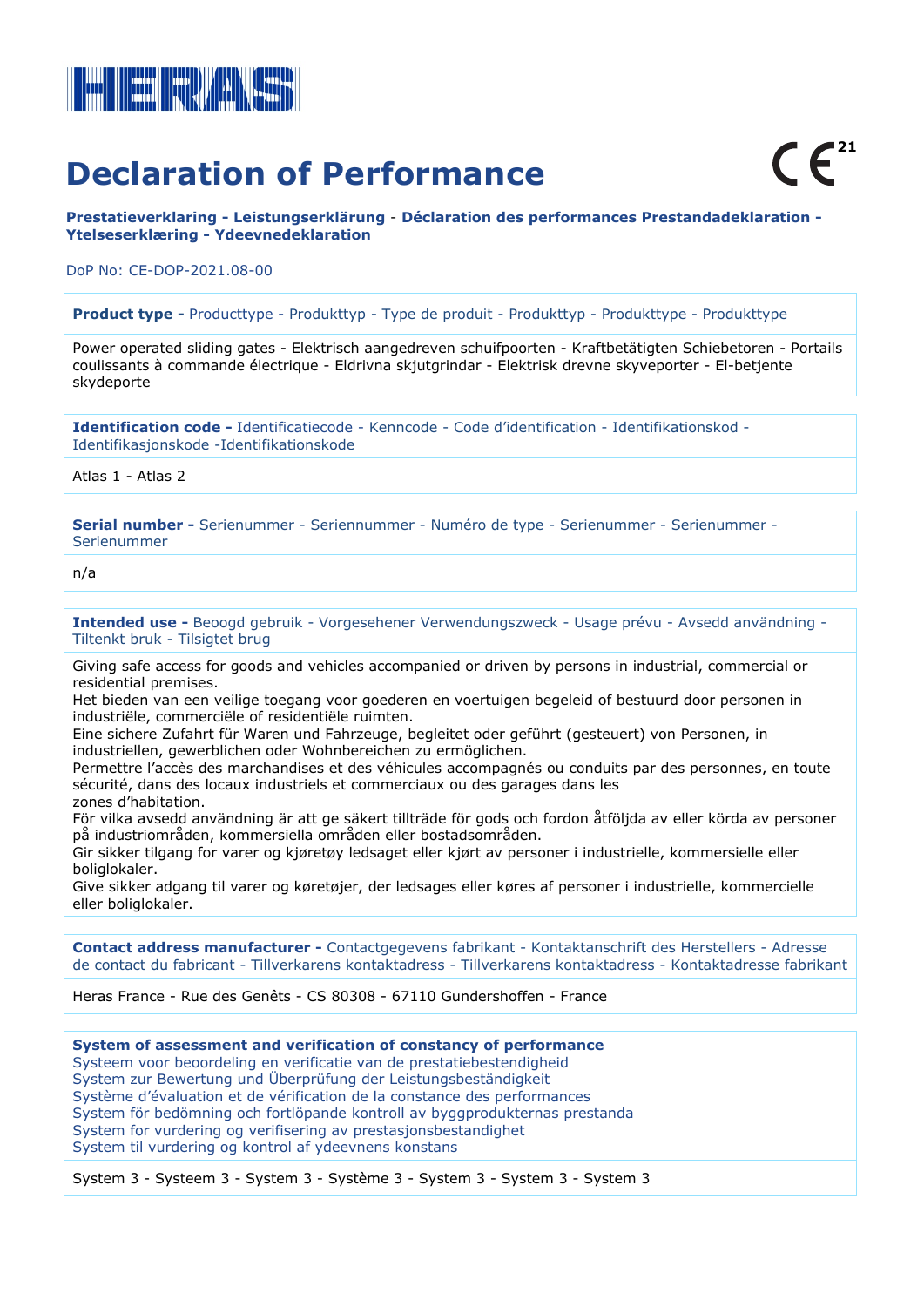HERAS

# Declaration of Performance

CE 21

**Prestatieverklaring - Leistungserklärung - Déclaration des performances Prestandadeklaration - Ytelseserklæring - Ydeevnedeklaration**

DoP No: CE-DOP-2021.08-00

**Product type -** Producttype - Produkttyp - Type de produit - Produkttyp - Produkttype - Produkttype

Power operated sliding gates - Elektrisch aangedreven schuifpoorten - Kraftbetätigten Schiebetoren - Portails coulissants à commande électrique - Eldrivna skjutgrindar - Elektrisk drevne skyveporter - El-betjente skydeporte

**Identification code -** Identificatiecode - Kenncode - Code d'identification - Identifikationskod - Identifikasjonskode -Identifikationskode

Atlas 1 - Atlas 2

**Serial number -** Serienummer - Seriennummer - Numéro de type - Serienummer - Serienummer - Serienummer

n/a

**Intended use -** Beoogd gebruik - Vorgesehener Verwendungszweck - Usage prévu - Avsedd användning - Tiltenkt bruk - Tilsigtet brug

Giving safe access for goods and vehicles accompanied or driven by persons in industrial, commercial or residential premises.
Het bieden van een veilige toegang voor goederen en voertuigen begeleid of bestuurd door personen in industriële, commerciële of residentiële ruimten.
Eine sichere Zufahrt für Waren und Fahrzeuge, begleitet oder geführt (gesteuert) von Personen, in industriellen, gewerblichen oder Wohnbereichen zu ermöglichen.
Permettre l'accès des marchandises et des véhicules accompagnés ou conduits par des personnes, en toute sécurité, dans des locaux industriels et commerciaux ou des garages dans les zones d'habitation.
För vilka avsedd användning är att ge säkert tillträde för gods och fordon åtföljda av eller körda av personer på industriområden, kommersiella områden eller bostadsområden.
Gir sikker tilgang for varer og kjøretøy ledsaget eller kjørt av personer i industrielle, kommersielle eller boliglokaler.
Give sikker adgang til varer og køretøjer, der ledsages eller køres af personer i industrielle, kommercielle eller boliglokaler.

**Contact address manufacturer -** Contactgegevens fabrikant - Kontaktanschrift des Herstellers - Adresse de contact du fabricant - Tillverkarens kontaktadress - Tillverkarens kontaktadress - Kontaktadresse fabrikant

Heras France - Rue des Genêts - CS 80308 - 67110 Gundershoffen - France

**System of assessment and verification of constancy of performance**
Systeem voor beoordeling en verificatie van de prestatiebestendigheid
System zur Bewertung und Überprüfung der Leistungsbeständigkeit
Système d'évaluation et de vérification de la constance des performances
System för bedömning och fortlöpande kontroll av byggprodukternas prestanda
System for vurdering og verifisering av prestasjonsbestandighet
System til vurdering og kontrol af ydeevnens konstans

System 3 - Systeem 3 - System 3 - Système 3 - System 3 - System 3 - System 3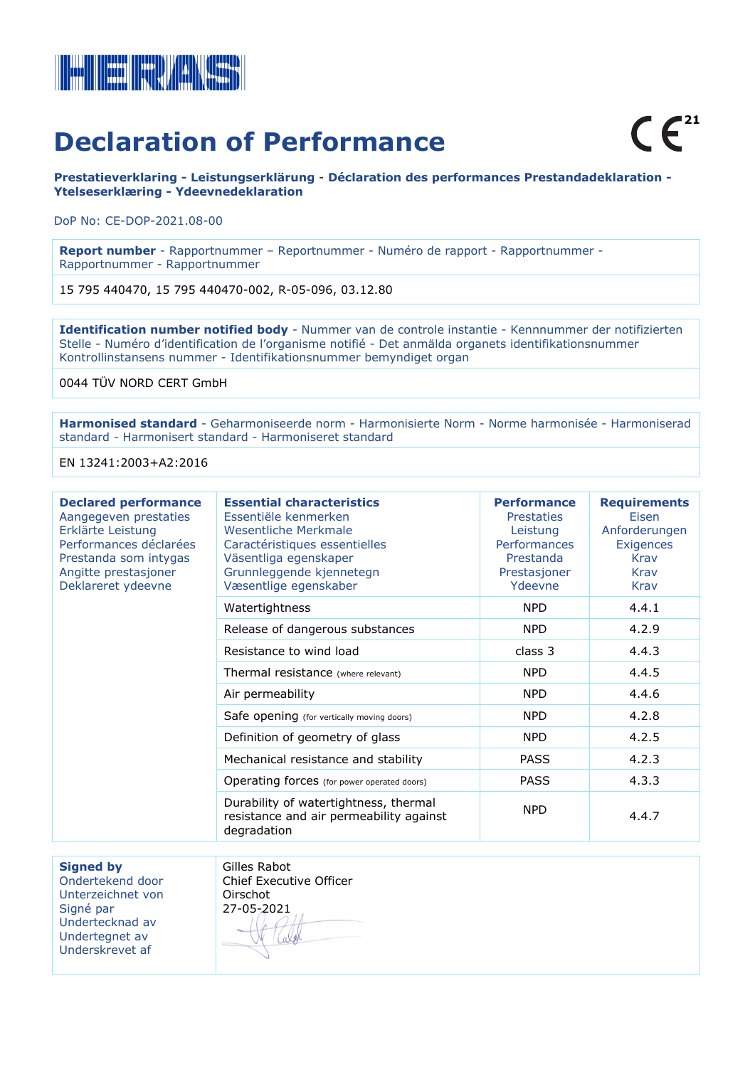HERAS

# Declaration of Performance

CE 21

**Prestatieverklaring - Leistungserklärung - Déclaration des performances Prestandadeklaration - Ytelseserklæring - Ydeevnedeklaration**

DoP No: CE-DOP-2021.08-00

| **Report number** - Rapportnummer – Reportnummer - Numéro de rapport - Rapportnummer - Rapportnummer - Rapportnummer |
|---|
| 15 795 440470, 15 795 440470-002, R-05-096, 03.12.80 |

| **Identification number notified body** - Nummer van de controle instantie - Kennnummer der notifizierten Stelle - Numéro d'identification de l'organisme notifié - Det anmälda organets identifikationsnummer Kontrollinstansens nummer - Identifikationsnummer bemyndiget organ |
|---|
| 0044 TÜV NORD CERT GmbH |

| **Harmonised standard** - Geharmoniseerde norm - Harmonisierte Norm - Norme harmonisée - Harmoniserad standard - Harmonisert standard - Harmoniseret standard |
|---|
| EN 13241:2003+A2:2016 |

| **Declared performance** Aangegeven prestaties Erklärte Leistung Performances déclarées Prestanda som intygas Angitte prestasjoner Deklareret ydeevne | **Essential characteristics** Essentiële kenmerken Wesentliche Merkmale Caractéristiques essentielles Väsentliga egenskaper Grunnleggende kjennetegn Væsentlige egenskaber | **Performance** Prestaties Leistung Performances Prestanda Prestasjoner Ydeevne | **Requirements** Eisen Anforderungen Exigences Krav Krav Krav |
|---|---|---|---|
| | Watertightness | NPD | 4.4.1 |
| | Release of dangerous substances | NPD | 4.2.9 |
| | Resistance to wind load | class 3 | 4.4.3 |
| | Thermal resistance (where relevant) | NPD | 4.4.5 |
| | Air permeability | NPD | 4.4.6 |
| | Safe opening (for vertically moving doors) | NPD | 4.2.8 |
| | Definition of geometry of glass | NPD | 4.2.5 |
| | Mechanical resistance and stability | PASS | 4.2.3 |
| | Operating forces (for power operated doors) | PASS | 4.3.3 |
| | Durability of watertightness, thermal resistance and air permeability against degradation | NPD | 4.4.7 |

| **Signed by** Ondertekend door Unterzeichnet von Signé par Undertecknad av Undertegnet av Underskrevet af | Gilles Rabot Chief Executive Officer Oirschot 27-05-2021 |
|---|---|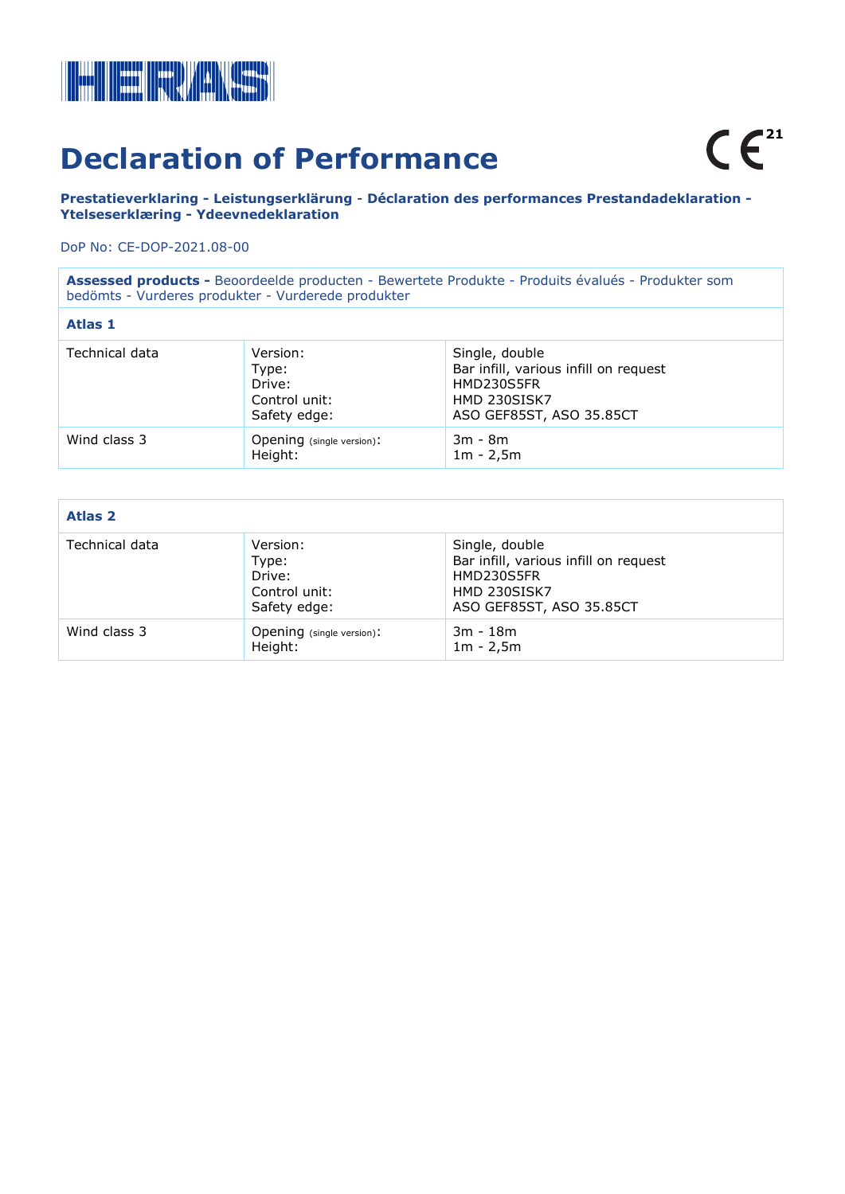HERAS

# Declaration of Performance

CE 21

**Prestatieverklaring - Leistungserklärung - Déclaration des performances Prestandadeklaration - Ytelseserklæring - Ydeevnedeklaration**

DoP No: CE-DOP-2021.08-00

**Assessed products -** Beoordeelde producten - Bewertete Produkte - Produits évalués - Produkter som bedömts - Vurderes produkter - Vurderede produkter

| **Atlas 1** | | |
|---|---|---|
| Technical data | Version:<br>Type:<br>Drive:<br>Control unit:<br>Safety edge: | Single, double<br>Bar infill, various infill on request<br>HMD230S5FR<br>HMD 230SISK7<br>ASO GEF85ST, ASO 35.85CT |
| Wind class 3 | Opening (single version):<br>Height: | 3m - 8m<br>1m - 2,5m |

| **Atlas 2** | | |
|---|---|---|
| Technical data | Version:<br>Type:<br>Drive:<br>Control unit:<br>Safety edge: | Single, double<br>Bar infill, various infill on request<br>HMD230S5FR<br>HMD 230SISK7<br>ASO GEF85ST, ASO 35.85CT |
| Wind class 3 | Opening (single version):<br>Height: | 3m - 18m<br>1m - 2,5m |